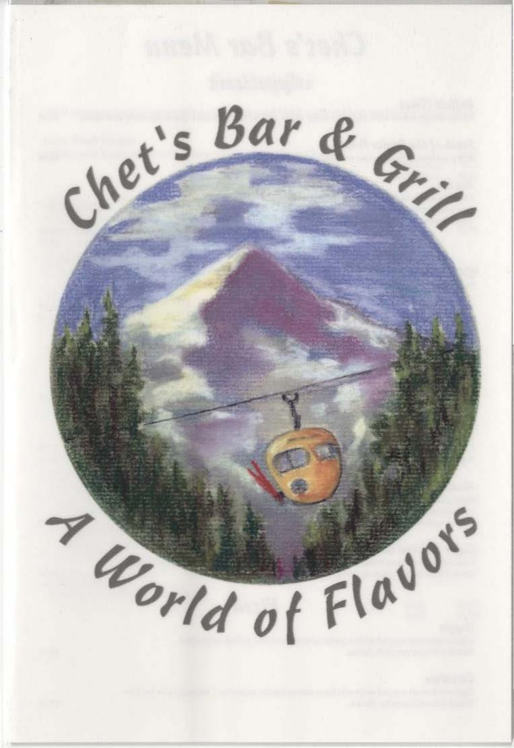# Chet's Bar & Grill

## A World of Flavors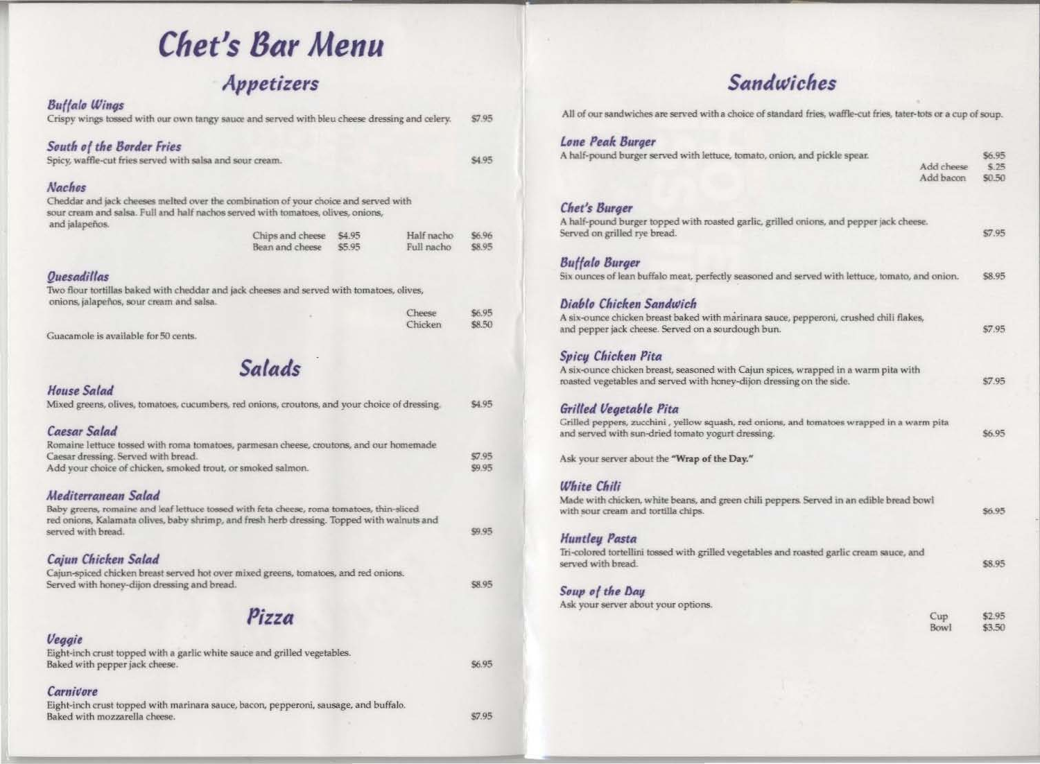# Chet's Bar Menu

## Appetizers

### Buffalo Wings
Crispy wings tossed with our own tangy sauce and served with bleu cheese dressing and celery. $7.95

### South of the Border Fries
Spicy, waffle-cut fries served with salsa and sour cream. $4.95

### Nachos
Cheddar and jack cheeses melted over the combination of your choice and served with sour cream and salsa. Full and half nachos served with tomatoes, olives, onions, and jalapeños.

| | | | |
|---|---|---|---|
| Chips and cheese | $4.95 | Half nacho | $6.96 |
| Bean and cheese | $5.95 | Full nacho | $8.95 |

### Quesadillas
Two flour tortillas baked with cheddar and jack cheeses and served with tomatoes, olives, onions, jalapeños, sour cream and salsa.

| | |
|---|---|
| Cheese | $6.95 |
| Chicken | $8.50 |

Guacamole is available for 50 cents.

## Salads

### House Salad
Mixed greens, olives, tomatoes, cucumbers, red onions, croutons, and your choice of dressing. $4.95

### Caesar Salad
Romaine lettuce tossed with roma tomatoes, parmesan cheese, croutons, and our homemade Caesar dressing. Served with bread. $7.95
Add your choice of chicken, smoked trout, or smoked salmon. $9.95

### Mediterranean Salad
Baby greens, romaine and leaf lettuce tossed with feta cheese, roma tomatoes, thin-sliced red onions, Kalamata olives, baby shrimp, and fresh herb dressing. Topped with walnuts and served with bread. $9.95

### Cajun Chicken Salad
Cajun-spiced chicken breast served hot over mixed greens, tomatoes, and red onions. Served with honey-dijon dressing and bread. $8.95

## Pizza

### Veggie
Eight-inch crust topped with a garlic white sauce and grilled vegetables. Baked with pepper jack cheese. $6.95

### Carnivore
Eight-inch crust topped with marinara sauce, bacon, pepperoni, sausage, and buffalo. Baked with mozzarella cheese. $7.95

## Sandwiches

All of our sandwiches are served with a choice of standard fries, waffle-cut fries, tater-tots or a cup of soup.

### Lone Peak Burger
A half-pound burger served with lettuce, tomato, onion, and pickle spear. $6.95

| | |
|---|---|
| Add cheese | $.25 |
| Add bacon | $0.50 |

### Chet's Burger
A half-pound burger topped with roasted garlic, grilled onions, and pepper jack cheese. Served on grilled rye bread. $7.95

### Buffalo Burger
Six ounces of lean buffalo meat, perfectly seasoned and served with lettuce, tomato, and onion. $8.95

### Diablo Chicken Sandwich
A six-ounce chicken breast baked with marinara sauce, pepperoni, crushed chili flakes, and pepper jack cheese. Served on a sourdough bun. $7.95

### Spicy Chicken Pita
A six-ounce chicken breast, seasoned with Cajun spices, wrapped in a warm pita with roasted vegetables and served with honey-dijon dressing on the side. $7.95

### Grilled Vegetable Pita
Grilled peppers, zucchini , yellow squash, red onions, and tomatoes wrapped in a warm pita and served with sun-dried tomato yogurt dressing. $6.95

Ask your server about the **"Wrap of the Day."**

### White Chili
Made with chicken, white beans, and green chili peppers. Served in an edible bread bowl with sour cream and tortilla chips. $6.95

### Huntley Pasta
Tri-colored tortellini tossed with grilled vegetables and roasted garlic cream sauce, and served with bread. $8.95

### Soup of the Day
Ask your server about your options.

| | |
|---|---|
| Cup | $2.95 |
| Bowl | $3.50 |